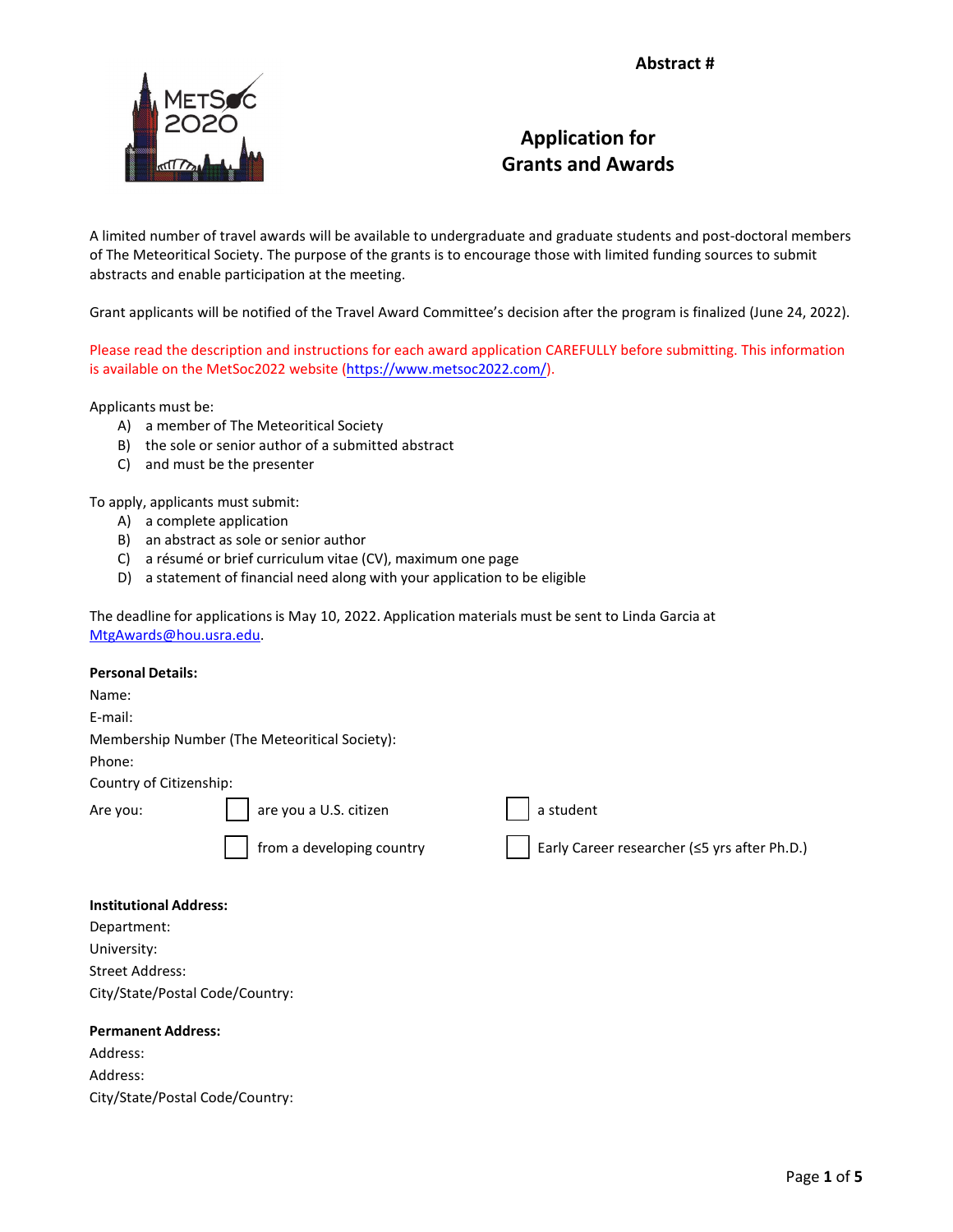**Abstract #**

# Application for Grants and Awards

A limited number of travel awards will be available to undergraduate and graduate students and post-doctoral members of The Meteoritical Society. The purpose of the grants is to encourage those with limited funding sources to submit abstracts and enable participation at the meeting.

Grant applicants will be notified of the Travel Award Committee's decision after the program is finalized (June 24, 2022).

Please read the description and instructions for each award application CAREFULLY before submitting. This information is available on the MetSoc2022 website (https://www.metsoc2022.com/).

Applicants must be:

A) a member of The Meteoritical Society
B) the sole or senior author of a submitted abstract
C) and must be the presenter

To apply, applicants must submit:

A) a complete application
B) an abstract as sole or senior author
C) a résumé or brief curriculum vitae (CV), maximum one page
D) a statement of financial need along with your application to be eligible

The deadline for applications is May 10, 2022. Application materials must be sent to Linda Garcia at MtgAwards@hou.usra.edu.

**Personal Details:**

Name:

E-mail:

Membership Number (The Meteoritical Society):

Phone:

Country of Citizenship:

Are you:

☐ are you a U.S. citizen

☐ a student

☐ from a developing country

☐ Early Career researcher (≤5 yrs after Ph.D.)

**Institutional Address:**

Department:

University:

Street Address:

City/State/Postal Code/Country:

**Permanent Address:**

Address:

Address:

City/State/Postal Code/Country: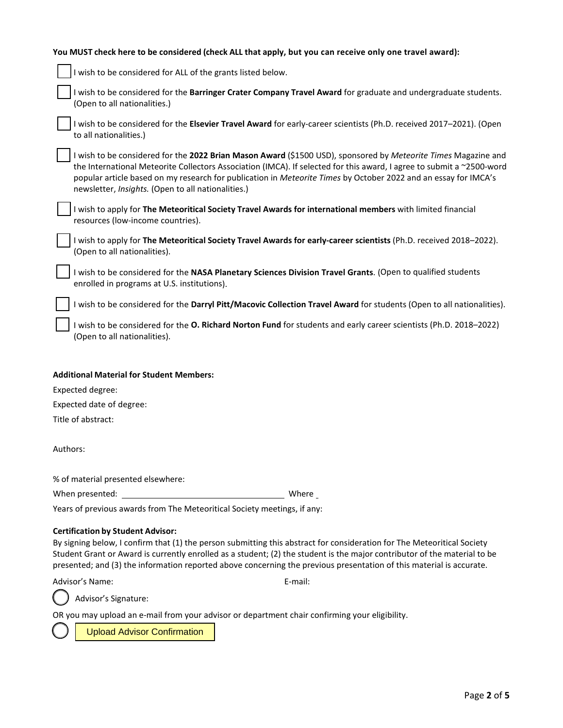**You MUST check here to be considered (check ALL that apply, but you can receive only one travel award):**

- [ ] I wish to be considered for ALL of the grants listed below.
- [ ] I wish to be considered for the **Barringer Crater Company Travel Award** for graduate and undergraduate students. (Open to all nationalities.)
- [ ] I wish to be considered for the **Elsevier Travel Award** for early-career scientists (Ph.D. received 2017–2021). (Open to all nationalities.)
- [ ] I wish to be considered for the **2022 Brian Mason Award** ($1500 USD), sponsored by *Meteorite Times* Magazine and the International Meteorite Collectors Association (IMCA). If selected for this award, I agree to submit a ~2500-word popular article based on my research for publication in *Meteorite Times* by October 2022 and an essay for IMCA's newsletter, *Insights.* (Open to all nationalities.)
- [ ] I wish to apply for **The Meteoritical Society Travel Awards for international members** with limited financial resources (low-income countries).
- [ ] I wish to apply for **The Meteoritical Society Travel Awards for early-career scientists** (Ph.D. received 2018–2022). (Open to all nationalities).
- [ ] I wish to be considered for the **NASA Planetary Sciences Division Travel Grants**. (Open to qualified students enrolled in programs at U.S. institutions).
- [ ] I wish to be considered for the **Darryl Pitt/Macovic Collection Travel Award** for students (Open to all nationalities).
- [ ] I wish to be considered for the **O. Richard Norton Fund** for students and early career scientists (Ph.D. 2018–2022) (Open to all nationalities).

**Additional Material for Student Members:**

Expected degree:

Expected date of degree:

Title of abstract:

Authors:

% of material presented elsewhere:

When presented: ______________________ Where _

Years of previous awards from The Meteoritical Society meetings, if any:

**Certification by Student Advisor:**

By signing below, I confirm that (1) the person submitting this abstract for consideration for The Meteoritical Society Student Grant or Award is currently enrolled as a student; (2) the student is the major contributor of the material to be presented; and (3) the information reported above concerning the previous presentation of this material is accurate.

Advisor's Name: E-mail:

( ) Advisor's Signature:

OR you may upload an e-mail from your advisor or department chair confirming your eligibility.

( ) Upload Advisor Confirmation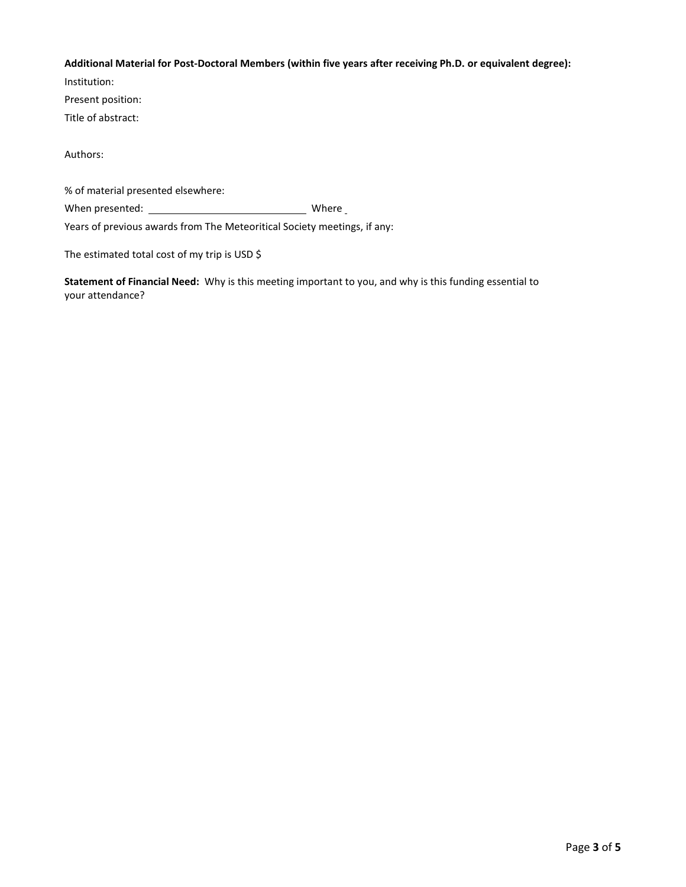**Additional Material for Post-Doctoral Members (within five years after receiving Ph.D. or equivalent degree):**

Institution:

Present position:

Title of abstract:

Authors:

% of material presented elsewhere:

When presented: ____________________________ Where _

Years of previous awards from The Meteoritical Society meetings, if any:

The estimated total cost of my trip is USD $

**Statement of Financial Need:** Why is this meeting important to you, and why is this funding essential to your attendance?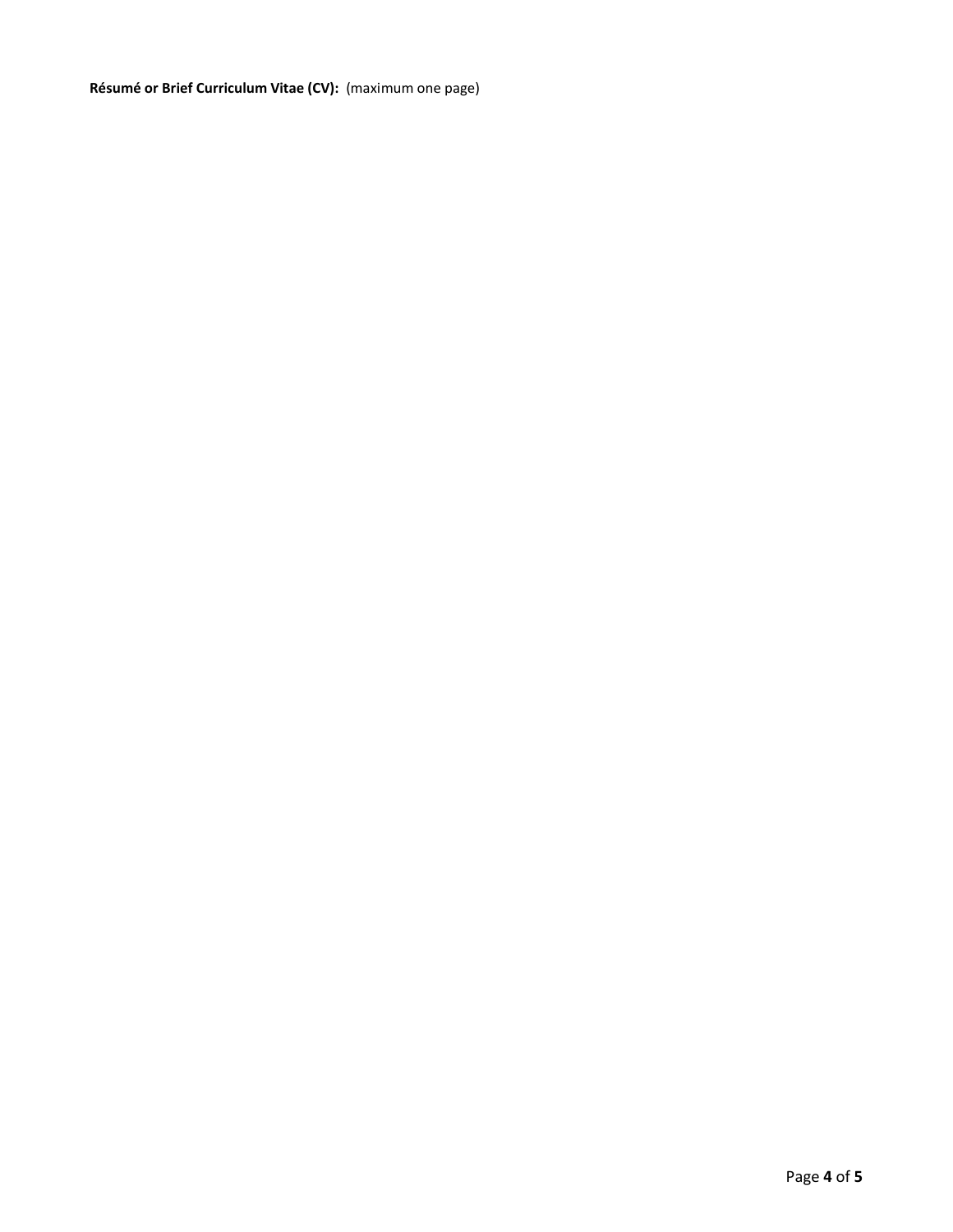**Résumé or Brief Curriculum Vitae (CV):** (maximum one page)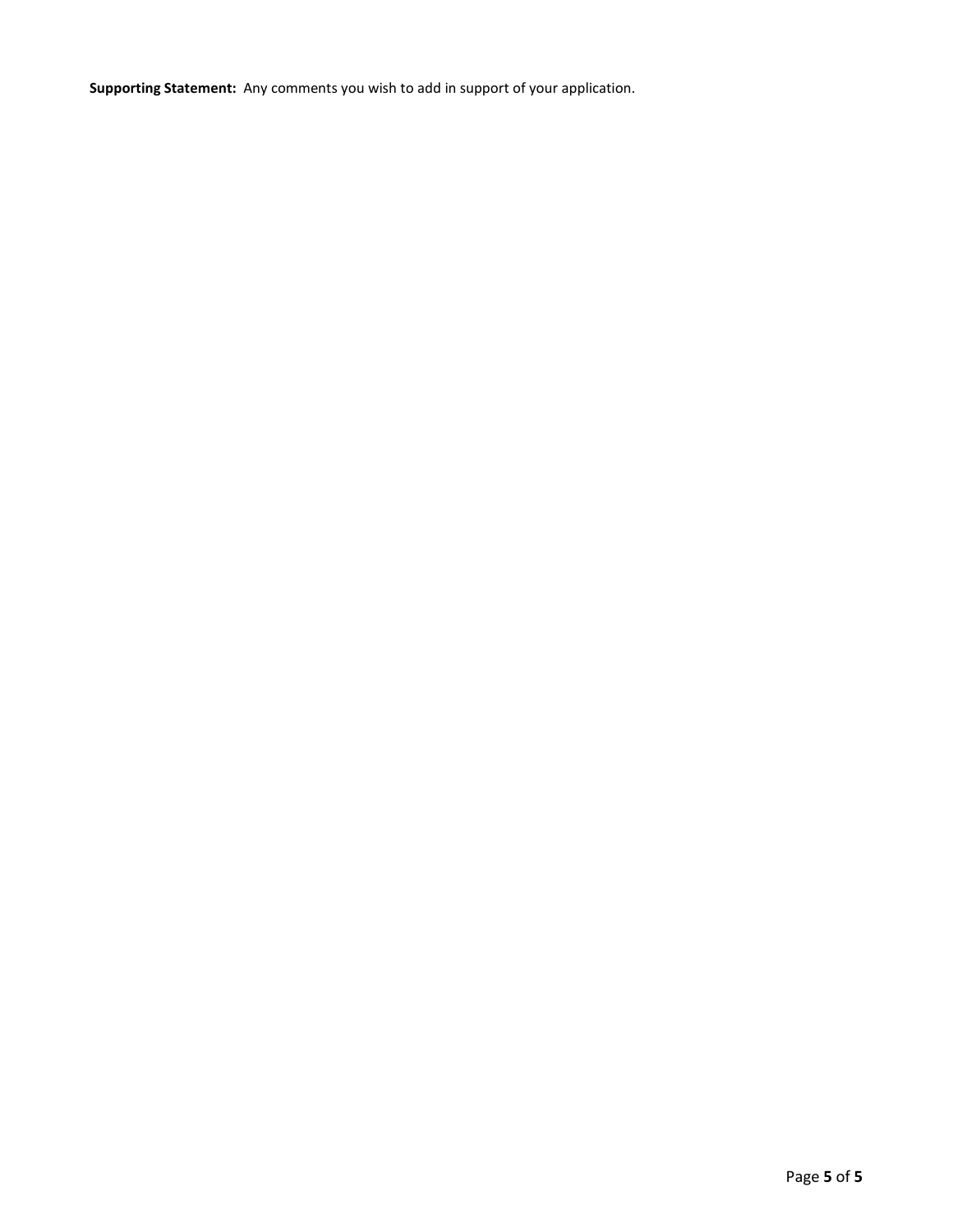**Supporting Statement:** Any comments you wish to add in support of your application.